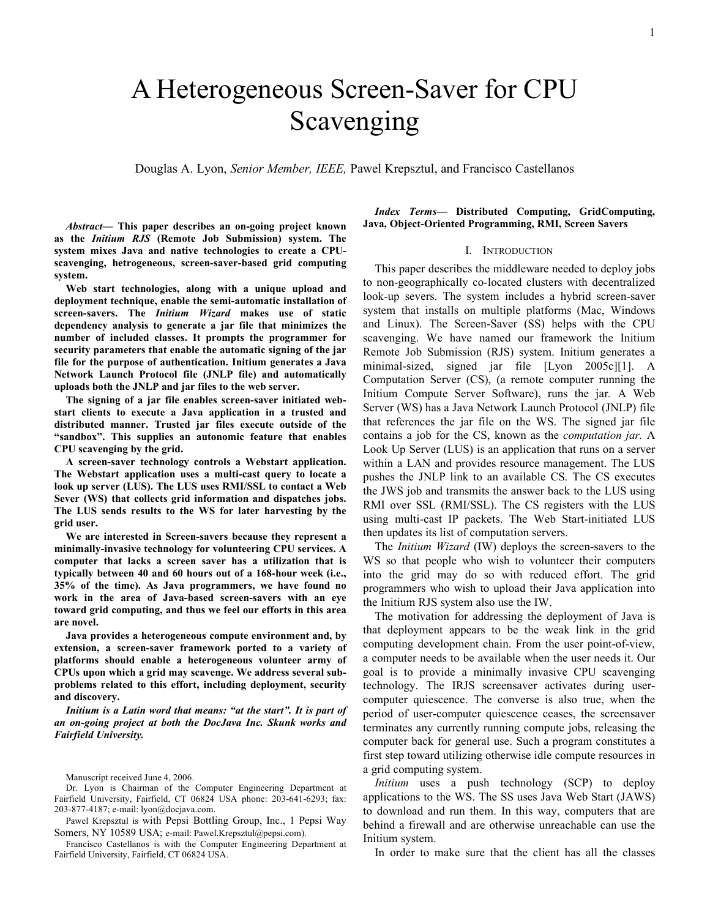# A Heterogeneous Screen-Saver for CPU Scavenging

Douglas A. Lyon, *Senior Member, IEEE,* Pawel Krepsztul, and Francisco Castellanos

***Abstract*— This paper describes an on-going project known as the *Initium RJS* (Remote Job Submission) system. The system mixes Java and native technologies to create a CPU-scavenging, hetrogeneous, screen-saver-based grid computing system.**

**Web start technologies, along with a unique upload and deployment technique, enable the semi-automatic installation of screen-savers. The *Initium Wizard* makes use of static dependency analysis to generate a jar file that minimizes the number of included classes. It prompts the programmer for security parameters that enable the automatic signing of the jar file for the purpose of authentication. Initium generates a Java Network Launch Protocol file (JNLP file) and automatically uploads both the JNLP and jar files to the web server.**

**The signing of a jar file enables screen-saver initiated web-start clients to execute a Java application in a trusted and distributed manner. Trusted jar files execute outside of the "sandbox". This supplies an autonomic feature that enables CPU scavenging by the grid.**

**A screen-saver technology controls a Webstart application. The Webstart application uses a multi-cast query to locate a look up server (LUS). The LUS uses RMI/SSL to contact a Web Sever (WS) that collects grid information and dispatches jobs. The LUS sends results to the WS for later harvesting by the grid user.**

**We are interested in Screen-savers because they represent a minimally-invasive technology for volunteering CPU services. A computer that lacks a screen saver has a utilization that is typically between 40 and 60 hours out of a 168-hour week (i.e., 35% of the time). As Java programmers, we have found no work in the area of Java-based screen-savers with an eye toward grid computing, and thus we feel our efforts in this area are novel.**

**Java provides a heterogeneous compute environment and, by extension, a screen-saver framework ported to a variety of platforms should enable a heterogeneous volunteer army of CPUs upon which a grid may scavenge. We address several sub-problems related to this effort, including deployment, security and discovery.**

***Initium is a Latin word that means: "at the start". It is part of an on-going project at both the DocJava Inc. Skunk works and Fairfield University.***

Manuscript received June 4, 2006.

Dr. Lyon is Chairman of the Computer Engineering Department at Fairfield University, Fairfield, CT 06824 USA phone: 203-641-6293; fax: 203-877-4187; e-mail: lyon@docjava.com.

Pawel Krepsztul is with Pepsi Bottling Group, Inc., 1 Pepsi Way Somers, NY 10589 USA; e-mail: Pawel.Krepsztul@pepsi.com).

Francisco Castellanos is with the Computer Engineering Department at Fairfield University, Fairfield, CT 06824 USA.

***Index Terms*— Distributed Computing, GridComputing, Java, Object-Oriented Programming, RMI, Screen Savers**

## I. Introduction

This paper describes the middleware needed to deploy jobs to non-geographically co-located clusters with decentralized look-up severs. The system includes a hybrid screen-saver system that installs on multiple platforms (Mac, Windows and Linux). The Screen-Saver (SS) helps with the CPU scavenging. We have named our framework the Initium Remote Job Submission (RJS) system. Initium generates a minimal-sized, signed jar file [Lyon 2005c][1]. A Computation Server (CS), (a remote computer running the Initium Compute Server Software), runs the jar. A Web Server (WS) has a Java Network Launch Protocol (JNLP) file that references the jar file on the WS. The signed jar file contains a job for the CS, known as the *computation jar.* A Look Up Server (LUS) is an application that runs on a server within a LAN and provides resource management. The LUS pushes the JNLP link to an available CS. The CS executes the JWS job and transmits the answer back to the LUS using RMI over SSL (RMI/SSL). The CS registers with the LUS using multi-cast IP packets. The Web Start-initiated LUS then updates its list of computation servers.

The *Initium Wizard* (IW) deploys the screen-savers to the WS so that people who wish to volunteer their computers into the grid may do so with reduced effort. The grid programmers who wish to upload their Java application into the Initium RJS system also use the IW.

The motivation for addressing the deployment of Java is that deployment appears to be the weak link in the grid computing development chain. From the user point-of-view, a computer needs to be available when the user needs it. Our goal is to provide a minimally invasive CPU scavenging technology. The IRJS screensaver activates during user-computer quiescence. The converse is also true, when the period of user-computer quiescence ceases, the screensaver terminates any currently running compute jobs, releasing the computer back for general use. Such a program constitutes a first step toward utilizing otherwise idle compute resources in a grid computing system.

*Initium* uses a push technology (SCP) to deploy applications to the WS. The SS uses Java Web Start (JAWS) to download and run them. In this way, computers that are behind a firewall and are otherwise unreachable can use the Initium system.

In order to make sure that the client has all the classes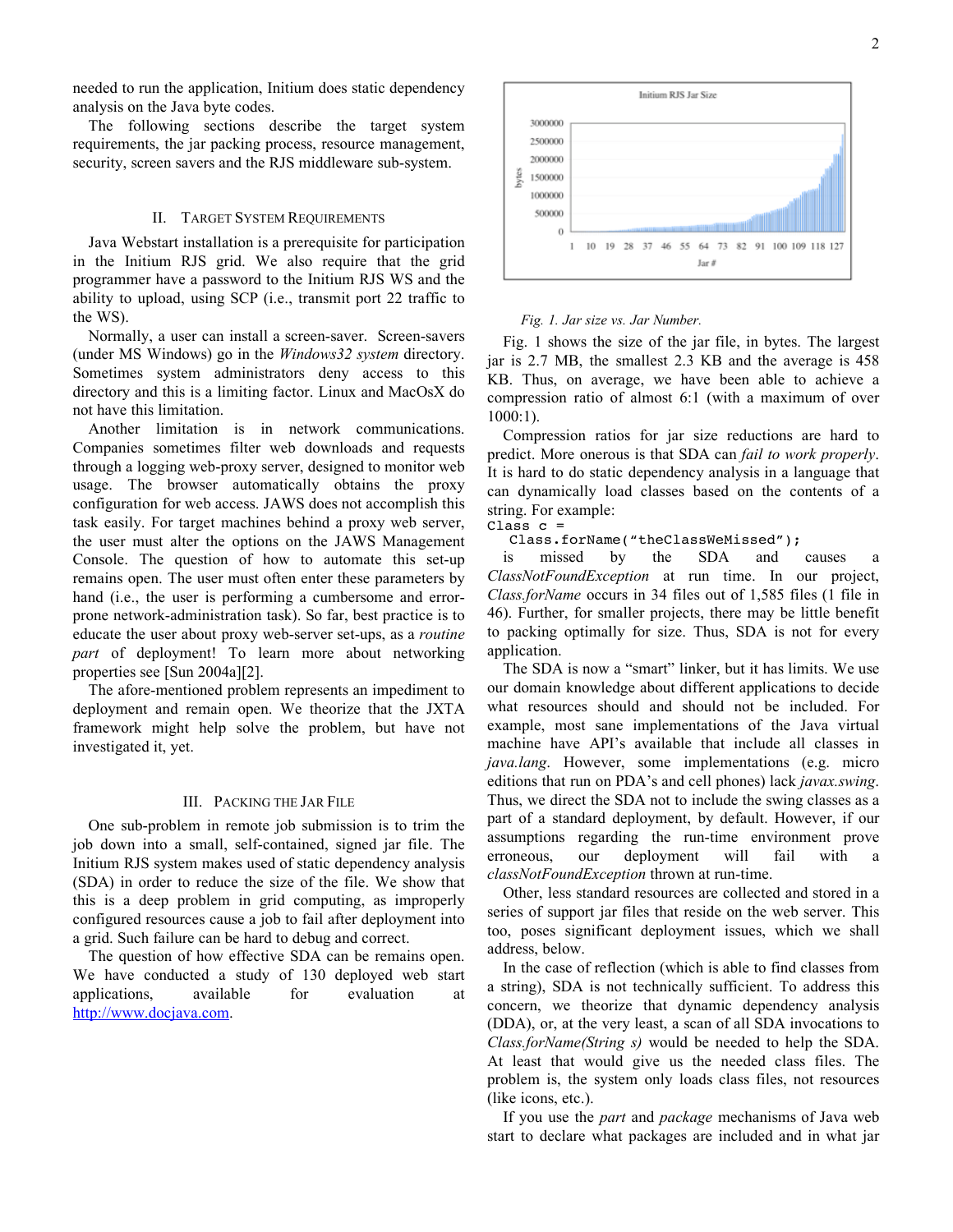needed to run the application, Initium does static dependency analysis on the Java byte codes.

The following sections describe the target system requirements, the jar packing process, resource management, security, screen savers and the RJS middleware sub-system.

## II. Target System Requirements

Java Webstart installation is a prerequisite for participation in the Initium RJS grid. We also require that the grid programmer have a password to the Initium RJS WS and the ability to upload, using SCP (i.e., transmit port 22 traffic to the WS).

Normally, a user can install a screen-saver. Screen-savers (under MS Windows) go in the *Windows32 system* directory. Sometimes system administrators deny access to this directory and this is a limiting factor. Linux and MacOsX do not have this limitation.

Another limitation is in network communications. Companies sometimes filter web downloads and requests through a logging web-proxy server, designed to monitor web usage. The browser automatically obtains the proxy configuration for web access. JAWS does not accomplish this task easily. For target machines behind a proxy web server, the user must alter the options on the JAWS Management Console. The question of how to automate this set-up remains open. The user must often enter these parameters by hand (i.e., the user is performing a cumbersome and error-prone network-administration task). So far, best practice is to educate the user about proxy web-server set-ups, as a *routine part* of deployment! To learn more about networking properties see [Sun 2004a][2].

The afore-mentioned problem represents an impediment to deployment and remain open. We theorize that the JXTA framework might help solve the problem, but have not investigated it, yet.

## III. Packing the Jar File

One sub-problem in remote job submission is to trim the job down into a small, self-contained, signed jar file. The Initium RJS system makes used of static dependency analysis (SDA) in order to reduce the size of the file. We show that this is a deep problem in grid computing, as improperly configured resources cause a job to fail after deployment into a grid. Such failure can be hard to debug and correct.

The question of how effective SDA can be remains open. We have conducted a study of 130 deployed web start applications, available for evaluation at http://www.docjava.com.

*Fig. 1. Jar size vs. Jar Number.*

Fig. 1 shows the size of the jar file, in bytes. The largest jar is 2.7 MB, the smallest 2.3 KB and the average is 458 KB. Thus, on average, we have been able to achieve a compression ratio of almost 6:1 (with a maximum of over 1000:1).

Compression ratios for jar size reductions are hard to predict. More onerous is that SDA can *fail to work properly*. It is hard to do static dependency analysis in a language that can dynamically load classes based on the contents of a string. For example:

```
Class c =
  Class.forName("theClassWeMissed");
```

is missed by the SDA and causes a *ClassNotFoundException* at run time. In our project, *Class.forName* occurs in 34 files out of 1,585 files (1 file in 46). Further, for smaller projects, there may be little benefit to packing optimally for size. Thus, SDA is not for every application.

The SDA is now a "smart" linker, but it has limits. We use our domain knowledge about different applications to decide what resources should and should not be included. For example, most sane implementations of the Java virtual machine have API's available that include all classes in *java.lang*. However, some implementations (e.g. micro editions that run on PDA's and cell phones) lack *javax.swing*. Thus, we direct the SDA not to include the swing classes as a part of a standard deployment, by default. However, if our assumptions regarding the run-time environment prove erroneous, our deployment will fail with a *classNotFoundException* thrown at run-time.

Other, less standard resources are collected and stored in a series of support jar files that reside on the web server. This too, poses significant deployment issues, which we shall address, below.

In the case of reflection (which is able to find classes from a string), SDA is not technically sufficient. To address this concern, we theorize that dynamic dependency analysis (DDA), or, at the very least, a scan of all SDA invocations to *Class.forName(String s)* would be needed to help the SDA. At least that would give us the needed class files. The problem is, the system only loads class files, not resources (like icons, etc.).

If you use the *part* and *package* mechanisms of Java web start to declare what packages are included and in what jar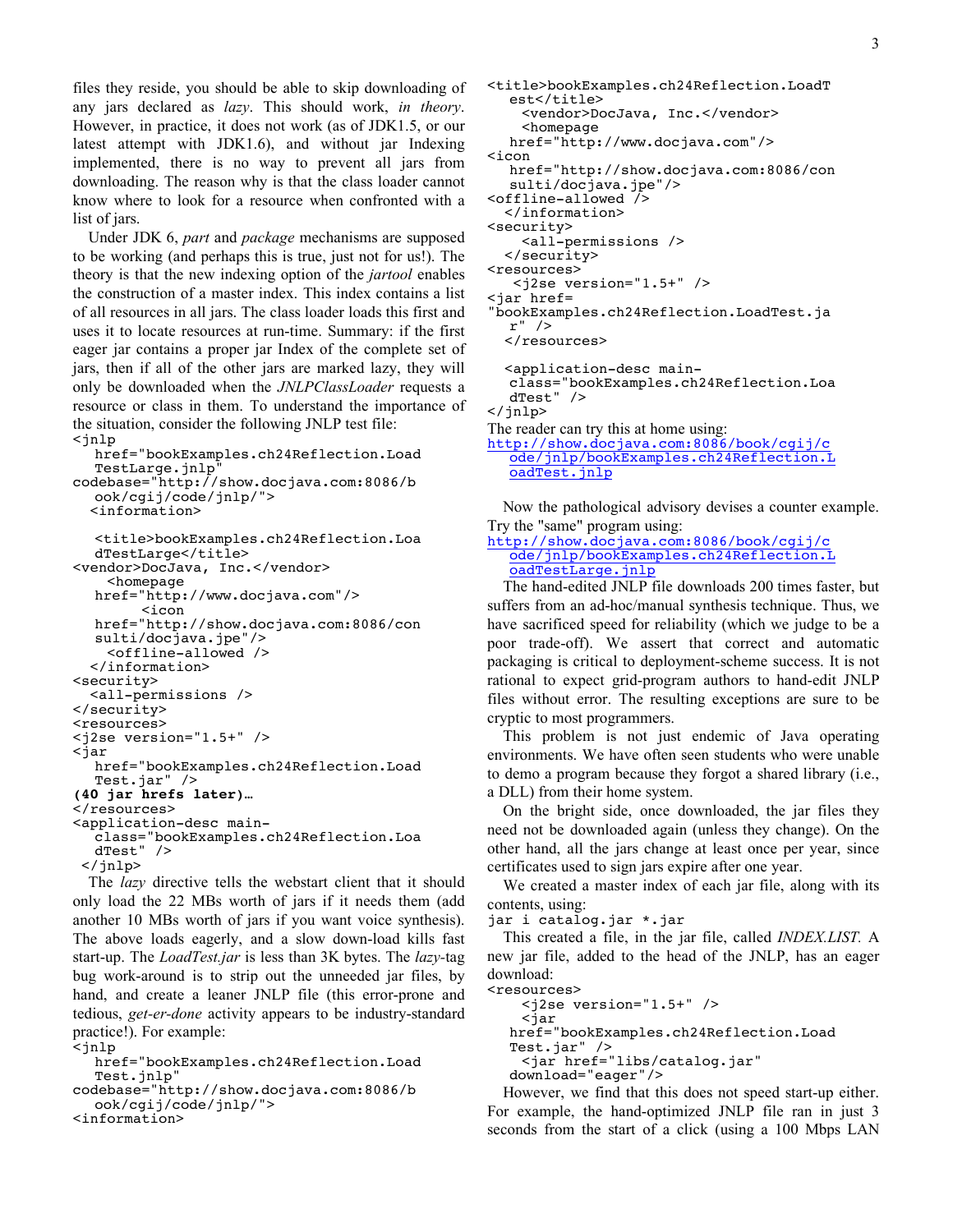files they reside, you should be able to skip downloading of any jars declared as *lazy*. This should work, *in theory*. However, in practice, it does not work (as of JDK1.5, or our latest attempt with JDK1.6), and without jar Indexing implemented, there is no way to prevent all jars from downloading. The reason why is that the class loader cannot know where to look for a resource when confronted with a list of jars.

Under JDK 6, *part* and *package* mechanisms are supposed to be working (and perhaps this is true, just not for us!). The theory is that the new indexing option of the *jartool* enables the construction of a master index. This index contains a list of all resources in all jars. The class loader loads this first and uses it to locate resources at run-time. Summary: if the first eager jar contains a proper jar Index of the complete set of jars, then if all of the other jars are marked lazy, they will only be downloaded when the *JNLPClassLoader* requests a resource or class in them. To understand the importance of the situation, consider the following JNLP test file:

```
<jnlp
   href="bookExamples.ch24Reflection.LoadTestLarge.jnlp"
codebase="http://show.docjava.com:8086/book/cgij/code/jnlp/">
  <information>

   <title>bookExamples.ch24Reflection.LoadTestLarge</title>
<vendor>DocJava, Inc.</vendor>
     <homepage
   href="http://www.docjava.com"/>
         <icon
   href="http://show.docjava.com:8086/consulti/docjava.jpe"/>
     <offline-allowed />
  </information>
<security>
  <all-permissions />
</security>
<resources>
<j2se version="1.5+" />
<jar
   href="bookExamples.ch24Reflection.LoadTest.jar" />
(40 jar hrefs later)…
</resources>
<application-desc main-
   class="bookExamples.ch24Reflection.LoadTest" />
 </jnlp>
```

The *lazy* directive tells the webstart client that it should only load the 22 MBs worth of jars if it needs them (add another 10 MBs worth of jars if you want voice synthesis). The above loads eagerly, and a slow down-load kills fast start-up. The *LoadTest.jar* is less than 3K bytes. The *lazy*-tag bug work-around is to strip out the unneeded jar files, by hand, and create a leaner JNLP file (this error-prone and tedious, *get-er-done* activity appears to be industry-standard practice!). For example:

```
<jnlp
   href="bookExamples.ch24Reflection.LoadTest.jnlp"
codebase="http://show.docjava.com:8086/book/cgij/code/jnlp/">
<information>
<title>bookExamples.ch24Reflection.LoadTest</title>
     <vendor>DocJava, Inc.</vendor>
     <homepage
   href="http://www.docjava.com"/>
<icon
   href="http://show.docjava.com:8086/consulti/docjava.jpe"/>
<offline-allowed />
  </information>
<security>
     <all-permissions />
  </security>
<resources>
    <j2se version="1.5+" />
<jar href=
"bookExamples.ch24Reflection.LoadTest.jar" />
  </resources>

  <application-desc main-
   class="bookExamples.ch24Reflection.LoadTest" />
</jnlp>
```

The reader can try this at home using:
http://show.docjava.com:8086/book/cgij/code/jnlp/bookExamples.ch24Reflection.LoadTest.jnlp

Now the pathological advisory devises a counter example. Try the "same" program using:
http://show.docjava.com:8086/book/cgij/code/jnlp/bookExamples.ch24Reflection.LoadTestLarge.jnlp

The hand-edited JNLP file downloads 200 times faster, but suffers from an ad-hoc/manual synthesis technique. Thus, we have sacrificed speed for reliability (which we judge to be a poor trade-off). We assert that correct and automatic packaging is critical to deployment-scheme success. It is not rational to expect grid-program authors to hand-edit JNLP files without error. The resulting exceptions are sure to be cryptic to most programmers.

This problem is not just endemic of Java operating environments. We have often seen students who were unable to demo a program because they forgot a shared library (i.e., a DLL) from their home system.

On the bright side, once downloaded, the jar files they need not be downloaded again (unless they change). On the other hand, all the jars change at least once per year, since certificates used to sign jars expire after one year.

We created a master index of each jar file, along with its contents, using:

```
jar i catalog.jar *.jar
```

This created a file, in the jar file, called *INDEX.LIST.* A new jar file, added to the head of the JNLP, has an eager download:

```
<resources>
    <j2se version="1.5+" />
    <jar
   href="bookExamples.ch24Reflection.Load
   Test.jar" />
    <jar href="libs/catalog.jar"
   download="eager"/>
```

However, we find that this does not speed start-up either. For example, the hand-optimized JNLP file ran in just 3 seconds from the start of a click (using a 100 Mbps LAN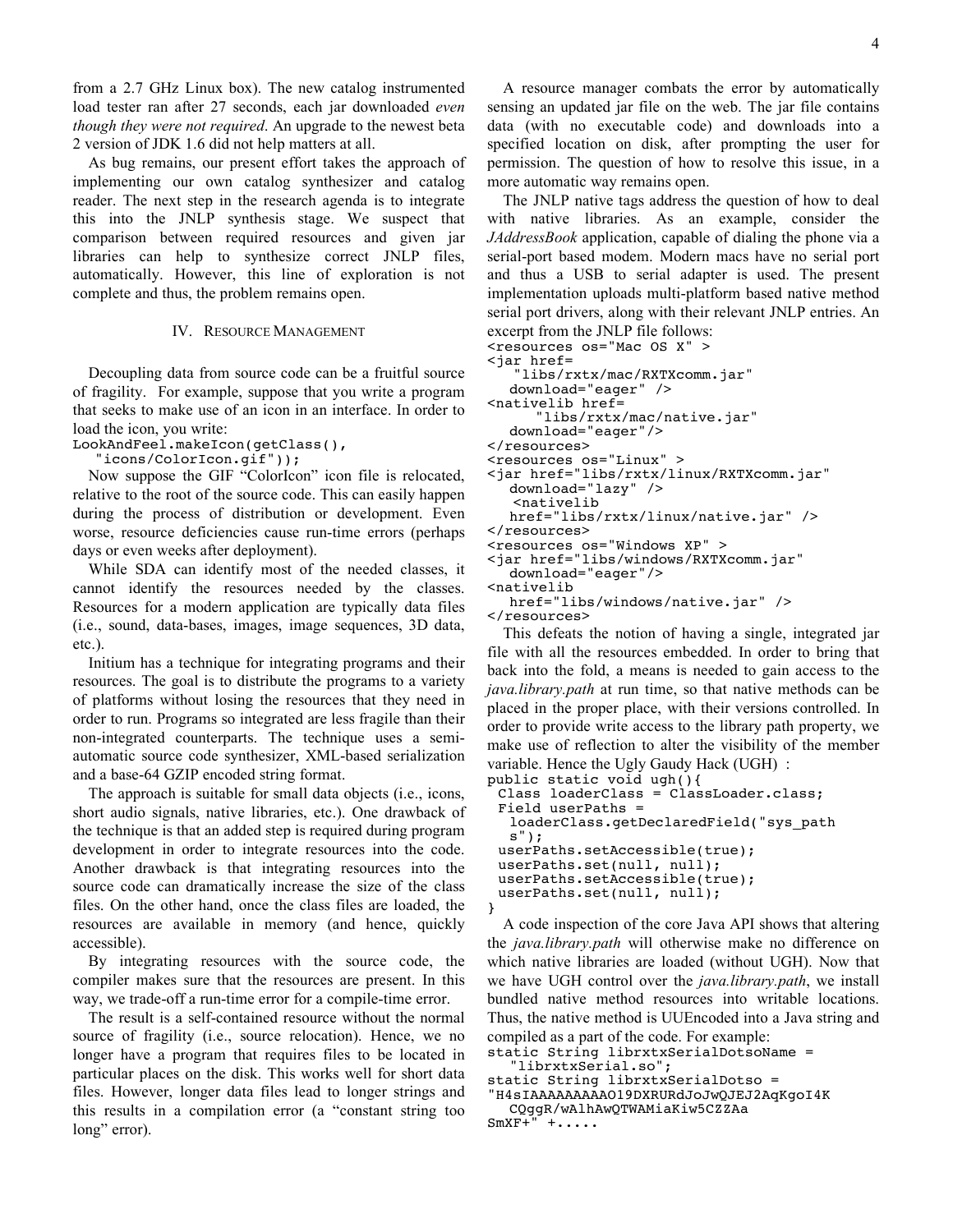from a 2.7 GHz Linux box). The new catalog instrumented load tester ran after 27 seconds, each jar downloaded *even though they were not required*. An upgrade to the newest beta 2 version of JDK 1.6 did not help matters at all.

As bug remains, our present effort takes the approach of implementing our own catalog synthesizer and catalog reader. The next step in the research agenda is to integrate this into the JNLP synthesis stage. We suspect that comparison between required resources and given jar libraries can help to synthesize correct JNLP files, automatically. However, this line of exploration is not complete and thus, the problem remains open.

## IV. Resource Management

Decoupling data from source code can be a fruitful source of fragility. For example, suppose that you write a program that seeks to make use of an icon in an interface. In order to load the icon, you write:

```
LookAndFeel.makeIcon(getClass(),
  "icons/ColorIcon.gif"));
```

Now suppose the GIF "ColorIcon" icon file is relocated, relative to the root of the source code. This can easily happen during the process of distribution or development. Even worse, resource deficiencies cause run-time errors (perhaps days or even weeks after deployment).

While SDA can identify most of the needed classes, it cannot identify the resources needed by the classes. Resources for a modern application are typically data files (i.e., sound, data-bases, images, image sequences, 3D data, etc.).

Initium has a technique for integrating programs and their resources. The goal is to distribute the programs to a variety of platforms without losing the resources that they need in order to run. Programs so integrated are less fragile than their non-integrated counterparts. The technique uses a semi-automatic source code synthesizer, XML-based serialization and a base-64 GZIP encoded string format.

The approach is suitable for small data objects (i.e., icons, short audio signals, native libraries, etc.). One drawback of the technique is that an added step is required during program development in order to integrate resources into the code. Another drawback is that integrating resources into the source code can dramatically increase the size of the class files. On the other hand, once the class files are loaded, the resources are available in memory (and hence, quickly accessible).

By integrating resources with the source code, the compiler makes sure that the resources are present. In this way, we trade-off a run-time error for a compile-time error.

The result is a self-contained resource without the normal source of fragility (i.e., source relocation). Hence, we no longer have a program that requires files to be located in particular places on the disk. This works well for short data files. However, longer data files lead to longer strings and this results in a compilation error (a "constant string too long" error).

A resource manager combats the error by automatically sensing an updated jar file on the web. The jar file contains data (with no executable code) and downloads into a specified location on disk, after prompting the user for permission. The question of how to resolve this issue, in a more automatic way remains open.

The JNLP native tags address the question of how to deal with native libraries. As an example, consider the *JAddressBook* application, capable of dialing the phone via a serial-port based modem. Modern macs have no serial port and thus a USB to serial adapter is used. The present implementation uploads multi-platform based native method serial port drivers, along with their relevant JNLP entries. An excerpt from the JNLP file follows:

```
<resources os="Mac OS X" >
<jar href=
    "libs/rxtx/mac/RXTXcomm.jar"
   download="eager" />
<nativelib href=
       "libs/rxtx/mac/native.jar"
   download="eager"/>
</resources>
<resources os="Linux" >
<jar href="libs/rxtx/linux/RXTXcomm.jar"
   download="lazy" />
    <nativelib
   href="libs/rxtx/linux/native.jar" />
</resources>
<resources os="Windows XP" >
<jar href="libs/windows/RXTXcomm.jar"
   download="eager"/>
<nativelib
   href="libs/windows/native.jar" />
</resources>
```

This defeats the notion of having a single, integrated jar file with all the resources embedded. In order to bring that back into the fold, a means is needed to gain access to the *java.library.path* at run time, so that native methods can be placed in the proper place, with their versions controlled. In order to provide write access to the library path property, we make use of reflection to alter the visibility of the member variable. Hence the Ugly Gaudy Hack (UGH) :

```
public static void ugh(){
 Class loaderClass = ClassLoader.class;
 Field userPaths =
   loaderClass.getDeclaredField("sys_path
   s");
 userPaths.setAccessible(true);
 userPaths.set(null, null);
 userPaths.setAccessible(true);
 userPaths.set(null, null);
}
```

A code inspection of the core Java API shows that altering the *java.library.path* will otherwise make no difference on which native libraries are loaded (without UGH). Now that we have UGH control over the *java.library.path*, we install bundled native method resources into writable locations. Thus, the native method is UUEncoded into a Java string and compiled as a part of the code. For example:

```
static String librxtxSerialDotsoName =
   "librxtxSerial.so";
static String librxtxSerialDotso =
"H4sIAAAAAAAAAO19DXRURdJoJwQJEJ2AqKgoI4K
   CQggR/wAlhAwQTWAMiaKiw5CZZAa
SmXF+" +.....
```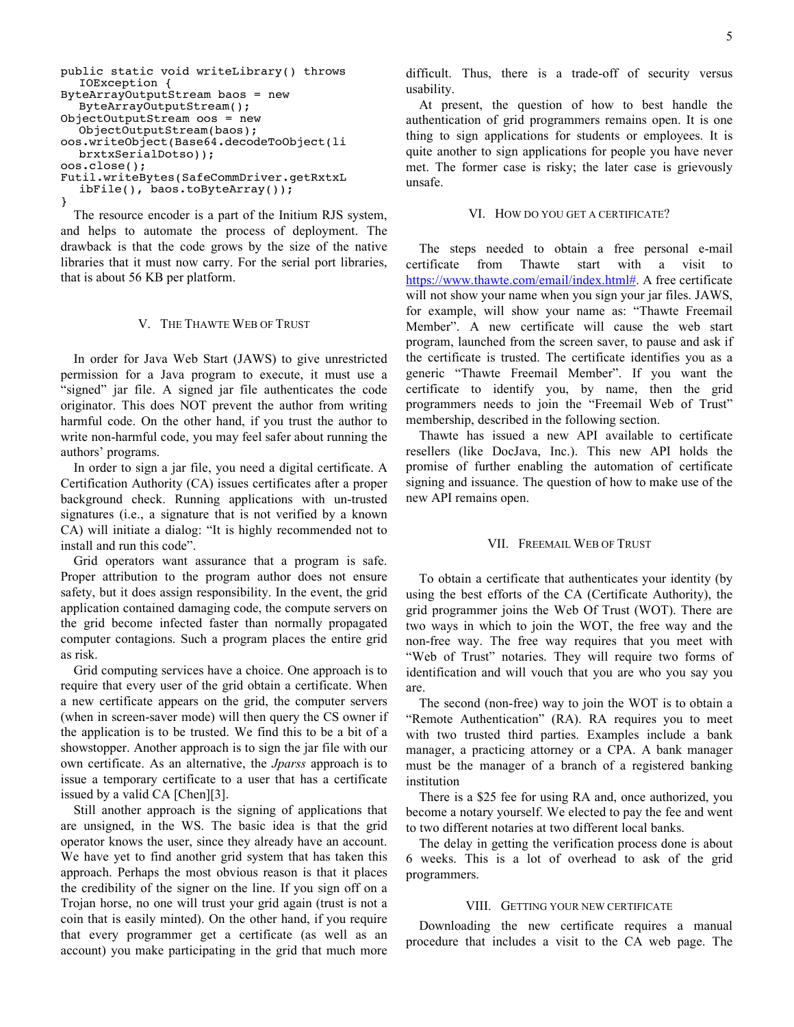```java
public static void writeLibrary() throws
   IOException {
ByteArrayOutputStream baos = new
   ByteArrayOutputStream();
ObjectOutputStream oos = new
   ObjectOutputStream(baos);
oos.writeObject(Base64.decodeToObject(li
   brxtxSerialDotso));
oos.close();
Futil.writeBytes(SafeCommDriver.getRxtxL
   ibFile(), baos.toByteArray());
}
```

The resource encoder is a part of the Initium RJS system, and helps to automate the process of deployment. The drawback is that the code grows by the size of the native libraries that it must now carry. For the serial port libraries, that is about 56 KB per platform.

## V. The Thawte Web of Trust

In order for Java Web Start (JAWS) to give unrestricted permission for a Java program to execute, it must use a "signed" jar file. A signed jar file authenticates the code originator. This does NOT prevent the author from writing harmful code. On the other hand, if you trust the author to write non-harmful code, you may feel safer about running the authors' programs.

In order to sign a jar file, you need a digital certificate. A Certification Authority (CA) issues certificates after a proper background check. Running applications with un-trusted signatures (i.e., a signature that is not verified by a known CA) will initiate a dialog: "It is highly recommended not to install and run this code".

Grid operators want assurance that a program is safe. Proper attribution to the program author does not ensure safety, but it does assign responsibility. In the event, the grid application contained damaging code, the compute servers on the grid become infected faster than normally propagated computer contagions. Such a program places the entire grid as risk.

Grid computing services have a choice. One approach is to require that every user of the grid obtain a certificate. When a new certificate appears on the grid, the computer servers (when in screen-saver mode) will then query the CS owner if the application is to be trusted. We find this to be a bit of a showstopper. Another approach is to sign the jar file with our own certificate. As an alternative, the *Jparss* approach is to issue a temporary certificate to a user that has a certificate issued by a valid CA [Chen][3].

Still another approach is the signing of applications that are unsigned, in the WS. The basic idea is that the grid operator knows the user, since they already have an account. We have yet to find another grid system that has taken this approach. Perhaps the most obvious reason is that it places the credibility of the signer on the line. If you sign off on a Trojan horse, no one will trust your grid again (trust is not a coin that is easily minted). On the other hand, if you require that every programmer get a certificate (as well as an account) you make participating in the grid that much more difficult. Thus, there is a trade-off of security versus usability.

At present, the question of how to best handle the authentication of grid programmers remains open. It is one thing to sign applications for students or employees. It is quite another to sign applications for people you have never met. The former case is risky; the later case is grievously unsafe.

## VI. How do you get a certificate?

The steps needed to obtain a free personal e-mail certificate from Thawte start with a visit to https://www.thawte.com/email/index.html#. A free certificate will not show your name when you sign your jar files. JAWS, for example, will show your name as: "Thawte Freemail Member". A new certificate will cause the web start program, launched from the screen saver, to pause and ask if the certificate is trusted. The certificate identifies you as a generic "Thawte Freemail Member". If you want the certificate to identify you, by name, then the grid programmers needs to join the "Freemail Web of Trust" membership, described in the following section.

Thawte has issued a new API available to certificate resellers (like DocJava, Inc.). This new API holds the promise of further enabling the automation of certificate signing and issuance. The question of how to make use of the new API remains open.

## VII. Freemail Web of Trust

To obtain a certificate that authenticates your identity (by using the best efforts of the CA (Certificate Authority), the grid programmer joins the Web Of Trust (WOT). There are two ways in which to join the WOT, the free way and the non-free way. The free way requires that you meet with "Web of Trust" notaries. They will require two forms of identification and will vouch that you are who you say you are.

The second (non-free) way to join the WOT is to obtain a "Remote Authentication" (RA). RA requires you to meet with two trusted third parties. Examples include a bank manager, a practicing attorney or a CPA. A bank manager must be the manager of a branch of a registered banking institution

There is a $25 fee for using RA and, once authorized, you become a notary yourself. We elected to pay the fee and went to two different notaries at two different local banks.

The delay in getting the verification process done is about 6 weeks. This is a lot of overhead to ask of the grid programmers.

## VIII. Getting your new certificate

Downloading the new certificate requires a manual procedure that includes a visit to the CA web page. The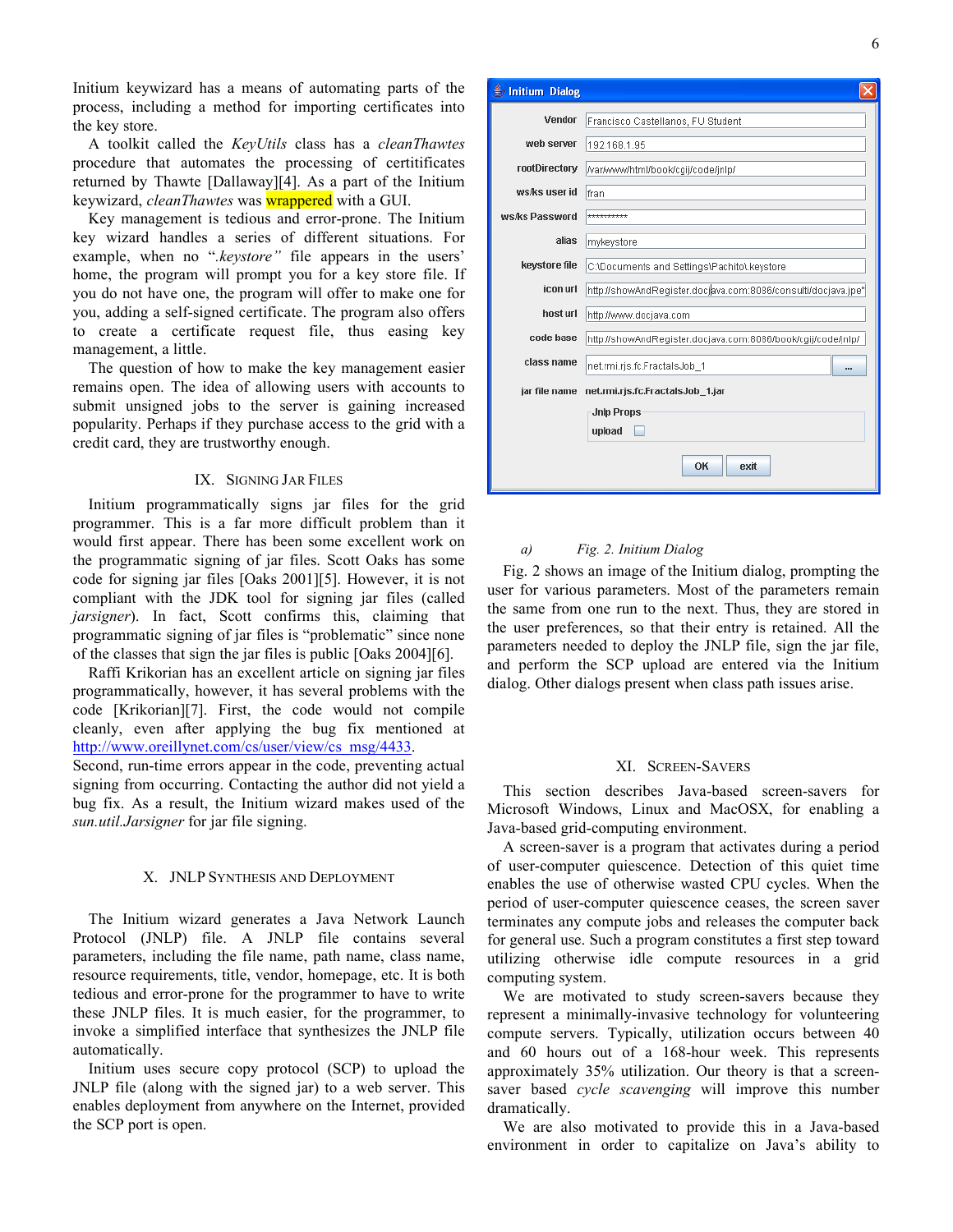Initium keywizard has a means of automating parts of the process, including a method for importing certificates into the key store.

A toolkit called the *KeyUtils* class has a *cleanThawtes* procedure that automates the processing of certitificates returned by Thawte [Dallaway][4]. As a part of the Initium keywizard, *cleanThawtes* was wrappered with a GUI.

Key management is tedious and error-prone. The Initium key wizard handles a series of different situations. For example, when no "*.keystore"* file appears in the users' home, the program will prompt you for a key store file. If you do not have one, the program will offer to make one for you, adding a self-signed certificate. The program also offers to create a certificate request file, thus easing key management, a little.

The question of how to make the key management easier remains open. The idea of allowing users with accounts to submit unsigned jobs to the server is gaining increased popularity. Perhaps if they purchase access to the grid with a credit card, they are trustworthy enough.

## IX. Signing Jar Files

Initium programmatically signs jar files for the grid programmer. This is a far more difficult problem than it would first appear. There has been some excellent work on the programmatic signing of jar files. Scott Oaks has some code for signing jar files [Oaks 2001][5]. However, it is not compliant with the JDK tool for signing jar files (called *jarsigner*). In fact, Scott confirms this, claiming that programmatic signing of jar files is "problematic" since none of the classes that sign the jar files is public [Oaks 2004][6].

Raffi Krikorian has an excellent article on signing jar files programmatically, however, it has several problems with the code [Krikorian][7]. First, the code would not compile cleanly, even after applying the bug fix mentioned at http://www.oreillynet.com/cs/user/view/cs_msg/4433. Second, run-time errors appear in the code, preventing actual signing from occurring. Contacting the author did not yield a bug fix. As a result, the Initium wizard makes used of the *sun.util.Jarsigner* for jar file signing.

## X. JNLP Synthesis and Deployment

The Initium wizard generates a Java Network Launch Protocol (JNLP) file. A JNLP file contains several parameters, including the file name, path name, class name, resource requirements, title, vendor, homepage, etc. It is both tedious and error-prone for the programmer to have to write these JNLP files. It is much easier, for the programmer, to invoke a simplified interface that synthesizes the JNLP file automatically.

Initium uses secure copy protocol (SCP) to upload the JNLP file (along with the signed jar) to a web server. This enables deployment from anywhere on the Internet, provided the SCP port is open.

| Initium Dialog | |
|---|---|
| Vendor | Francisco Castellanos, FU Student |
| web server | 192.168.1.95 |
| rootDirectory | /var/www/html/book/cgij/code/jnlp/ |
| ws/ks user id | fran |
| ws/ks Password | ********** |
| alias | mykeystore |
| keystore file | C:\Documents and Settings\Pachito\.keystore |
| icon url | http://showAndRegister.docjava.com:8086/consulti/docjava.jpe" |
| host url | http://www.docjava.com |
| code base | http://showAndRegister.docjava.com:8086/book/cgij/code/jnlp/ |
| class name | net.rmi.rjs.fc.FractalsJob_1 ... |
| jar file name | net.rmi.rjs.fc.FractalsJob_1.jar |
| Jnlp Props | upload ☐ |
| OK | exit |

*a) Fig. 2. Initium Dialog*

Fig. 2 shows an image of the Initium dialog, prompting the user for various parameters. Most of the parameters remain the same from one run to the next. Thus, they are stored in the user preferences, so that their entry is retained. All the parameters needed to deploy the JNLP file, sign the jar file, and perform the SCP upload are entered via the Initium dialog. Other dialogs present when class path issues arise.

## XI. Screen-Savers

This section describes Java-based screen-savers for Microsoft Windows, Linux and MacOSX, for enabling a Java-based grid-computing environment.

A screen-saver is a program that activates during a period of user-computer quiescence. Detection of this quiet time enables the use of otherwise wasted CPU cycles. When the period of user-computer quiescence ceases, the screen saver terminates any compute jobs and releases the computer back for general use. Such a program constitutes a first step toward utilizing otherwise idle compute resources in a grid computing system.

We are motivated to study screen-savers because they represent a minimally-invasive technology for volunteering compute servers. Typically, utilization occurs between 40 and 60 hours out of a 168-hour week. This represents approximately 35% utilization. Our theory is that a screen-saver based *cycle scavenging* will improve this number dramatically.

We are also motivated to provide this in a Java-based environment in order to capitalize on Java's ability to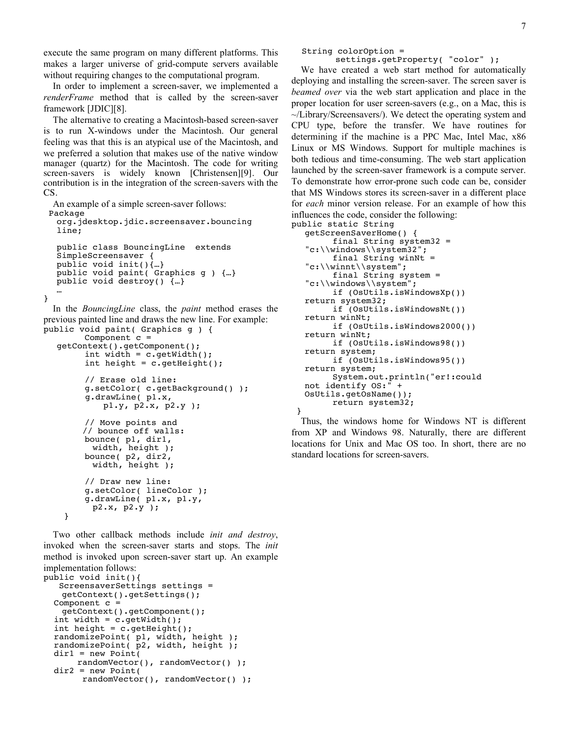execute the same program on many different platforms. This makes a larger universe of grid-compute servers available without requiring changes to the computational program.

In order to implement a screen-saver, we implemented a *renderFrame* method that is called by the screen-saver framework [JDIC][8].

The alternative to creating a Macintosh-based screen-saver is to run X-windows under the Macintosh. Our general feeling was that this is an atypical use of the Macintosh, and we preferred a solution that makes use of the native window manager (quartz) for the Macintosh. The code for writing screen-savers is widely known [Christensen][9]. Our contribution is in the integration of the screen-savers with the CS.

An example of a simple screen-saver follows:

```
Package
  org.jdesktop.jdic.screensaver.bouncing
  line;

  public class BouncingLine  extends
  SimpleScreensaver {
  public void init(){…}
  public void paint( Graphics g ) {…}
  public void destroy() {…}
  …
}
```

In the *BouncingLine* class, the *paint* method erases the previous painted line and draws the new line. For example:

```
public void paint( Graphics g ) {
        Component c =
   getContext().getComponent();
        int width = c.getWidth();
        int height = c.getHeight();

        // Erase old line:
        g.setColor( c.getBackground() );
        g.drawLine( p1.x,
            p1.y, p2.x, p2.y );

        // Move points and
        // bounce off walls:
        bounce( p1, dir1,
          width, height );
        bounce( p2, dir2,
          width, height );

        // Draw new line:
        g.setColor( lineColor );
        g.drawLine( p1.x, p1.y,
          p2.x, p2.y );
    }
```

Two other callback methods include *init and destroy*, invoked when the screen-saver starts and stops. The *init* method is invoked upon screen-saver start up. An example implementation follows:

```
public void init(){
   ScreensaverSettings settings =
    getContext().getSettings();
  Component c =
    getContext().getComponent();
  int width = c.getWidth();
  int height = c.getHeight();
  randomizePoint( p1, width, height );
  randomizePoint( p2, width, height );
  dir1 = new Point(
       randomVector(), randomVector() );
  dir2 = new Point(
       randomVector(), randomVector() );
  String colorOption =
        settings.getProperty( "color" );
```

We have created a web start method for automatically deploying and installing the screen-saver. The screen saver is *beamed over* via the web start application and place in the proper location for user screen-savers (e.g., on a Mac, this is ~/Library/Screensavers/). We detect the operating system and CPU type, before the transfer. We have routines for determining if the machine is a PPC Mac, Intel Mac, x86 Linux or MS Windows. Support for multiple machines is both tedious and time-consuming. The web start application launched by the screen-saver framework is a compute server. To demonstrate how error-prone such code can be, consider that MS Windows stores its screen-saver in a different place for *each* minor version release. For an example of how this influences the code, consider the following:

```
public static String
   getScreenSaverHome() {
         final String system32 =
   "c:\\windows\\system32";
         final String winNt =
   "c:\\winnt\\system";
         final String system =
   "c:\\windows\\system";
         if (OsUtils.isWindowsXp())
   return system32;
         if (OsUtils.isWindowsNt())
   return winNt;
         if (OsUtils.isWindows2000())
   return winNt;
         if (OsUtils.isWindows98())
   return system;
         if (OsUtils.isWindows95())
   return system;
         System.out.println("er!:could
   not identify OS:" +
   OsUtils.getOsName());
         return system32;
 }
```

Thus, the windows home for Windows NT is different from XP and Windows 98. Naturally, there are different locations for Unix and Mac OS too. In short, there are no standard locations for screen-savers.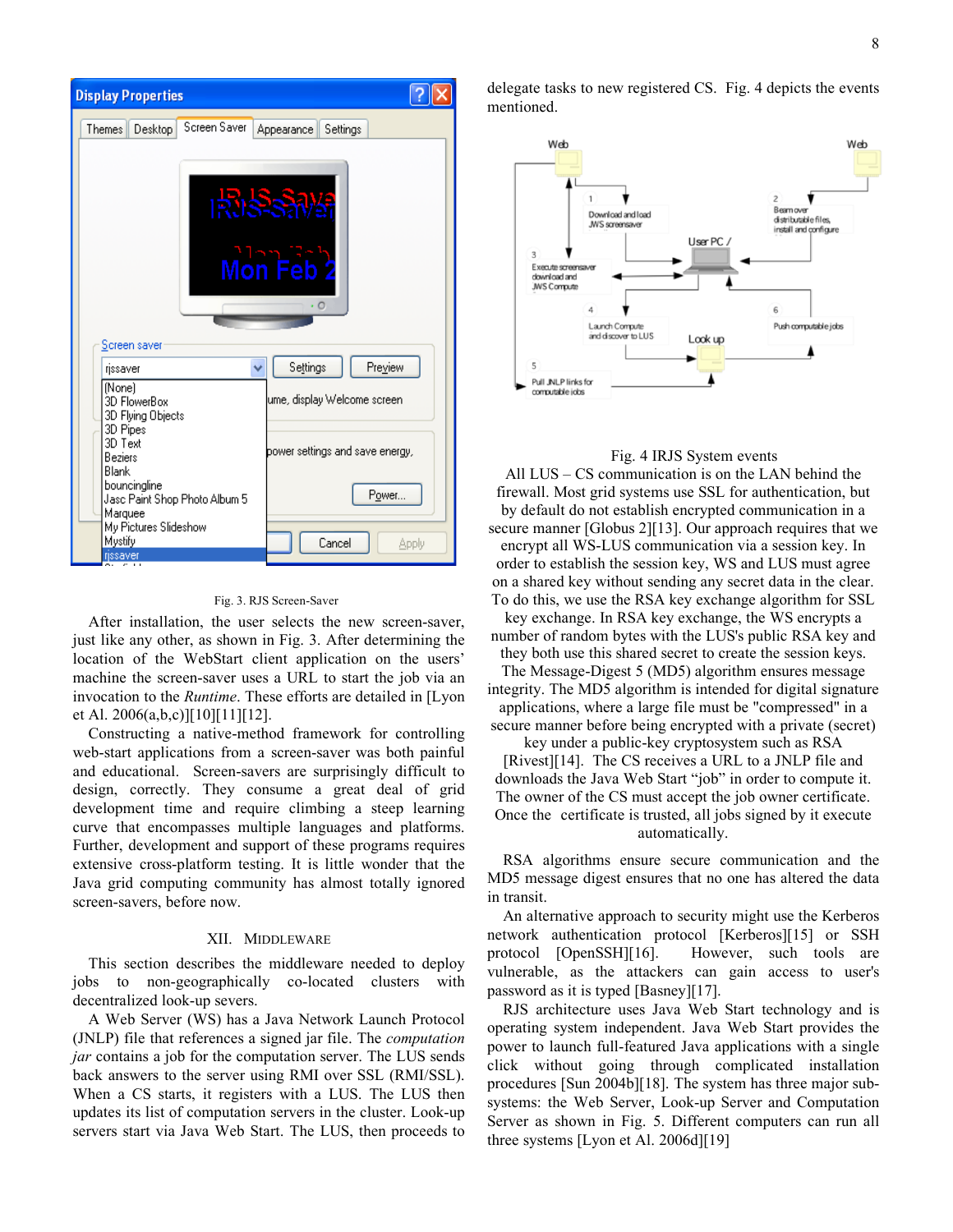Fig. 3. RJS Screen-Saver

After installation, the user selects the new screen-saver, just like any other, as shown in Fig. 3. After determining the location of the WebStart client application on the users' machine the screen-saver uses a URL to start the job via an invocation to the *Runtime*. These efforts are detailed in [Lyon et Al. 2006(a,b,c)][10][11][12].

Constructing a native-method framework for controlling web-start applications from a screen-saver was both painful and educational. Screen-savers are surprisingly difficult to design, correctly. They consume a great deal of grid development time and require climbing a steep learning curve that encompasses multiple languages and platforms. Further, development and support of these programs requires extensive cross-platform testing. It is little wonder that the Java grid computing community has almost totally ignored screen-savers, before now.

## XII. Middleware

This section describes the middleware needed to deploy jobs to non-geographically co-located clusters with decentralized look-up severs.

A Web Server (WS) has a Java Network Launch Protocol (JNLP) file that references a signed jar file. The *computation jar* contains a job for the computation server. The LUS sends back answers to the server using RMI over SSL (RMI/SSL). When a CS starts, it registers with a LUS. The LUS then updates its list of computation servers in the cluster. Look-up servers start via Java Web Start. The LUS, then proceeds to delegate tasks to new registered CS. Fig. 4 depicts the events mentioned.

Fig. 4 IRJS System events

All LUS – CS communication is on the LAN behind the firewall. Most grid systems use SSL for authentication, but by default do not establish encrypted communication in a secure manner [Globus 2][13]. Our approach requires that we encrypt all WS-LUS communication via a session key. In order to establish the session key, WS and LUS must agree on a shared key without sending any secret data in the clear. To do this, we use the RSA key exchange algorithm for SSL key exchange. In RSA key exchange, the WS encrypts a number of random bytes with the LUS's public RSA key and they both use this shared secret to create the session keys. The Message-Digest 5 (MD5) algorithm ensures message integrity. The MD5 algorithm is intended for digital signature applications, where a large file must be "compressed" in a secure manner before being encrypted with a private (secret) key under a public-key cryptosystem such as RSA [Rivest][14]. The CS receives a URL to a JNLP file and downloads the Java Web Start "job" in order to compute it. The owner of the CS must accept the job owner certificate. Once the certificate is trusted, all jobs signed by it execute automatically.

RSA algorithms ensure secure communication and the MD5 message digest ensures that no one has altered the data in transit.

An alternative approach to security might use the Kerberos network authentication protocol [Kerberos][15] or SSH protocol [OpenSSH][16]. However, such tools are vulnerable, as the attackers can gain access to user's password as it is typed [Basney][17].

RJS architecture uses Java Web Start technology and is operating system independent. Java Web Start provides the power to launch full-featured Java applications with a single click without going through complicated installation procedures [Sun 2004b][18]. The system has three major sub-systems: the Web Server, Look-up Server and Computation Server as shown in Fig. 5. Different computers can run all three systems [Lyon et Al. 2006d][19]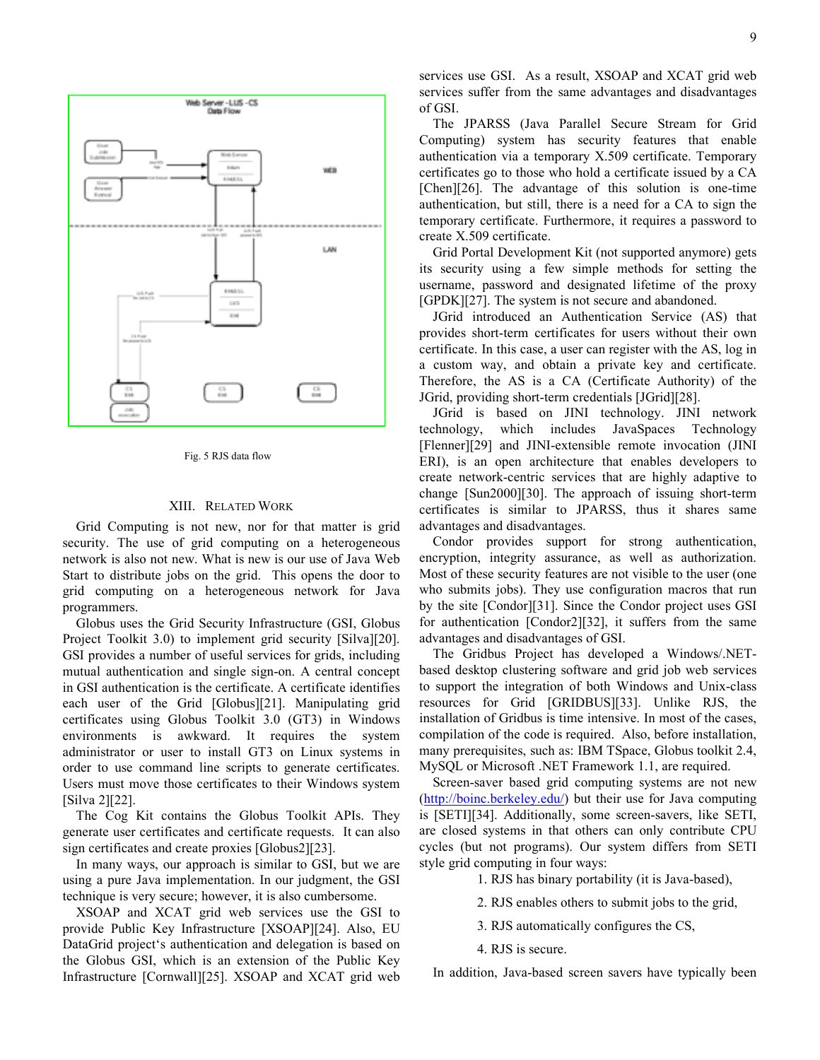Fig. 5 RJS data flow

## XIII. Related Work

Grid Computing is not new, nor for that matter is grid security. The use of grid computing on a heterogeneous network is also not new. What is new is our use of Java Web Start to distribute jobs on the grid. This opens the door to grid computing on a heterogeneous network for Java programmers.

Globus uses the Grid Security Infrastructure (GSI, Globus Project Toolkit 3.0) to implement grid security [Silva][20]. GSI provides a number of useful services for grids, including mutual authentication and single sign-on. A central concept in GSI authentication is the certificate. A certificate identifies each user of the Grid [Globus][21]. Manipulating grid certificates using Globus Toolkit 3.0 (GT3) in Windows environments is awkward. It requires the system administrator or user to install GT3 on Linux systems in order to use command line scripts to generate certificates. Users must move those certificates to their Windows system [Silva 2][22].

The Cog Kit contains the Globus Toolkit APIs. They generate user certificates and certificate requests. It can also sign certificates and create proxies [Globus2][23].

In many ways, our approach is similar to GSI, but we are using a pure Java implementation. In our judgment, the GSI technique is very secure; however, it is also cumbersome.

XSOAP and XCAT grid web services use the GSI to provide Public Key Infrastructure [XSOAP][24]. Also, EU DataGrid project's authentication and delegation is based on the Globus GSI, which is an extension of the Public Key Infrastructure [Cornwall][25]. XSOAP and XCAT grid web services use GSI. As a result, XSOAP and XCAT grid web services suffer from the same advantages and disadvantages of GSI.

The JPARSS (Java Parallel Secure Stream for Grid Computing) system has security features that enable authentication via a temporary X.509 certificate. Temporary certificates go to those who hold a certificate issued by a CA [Chen][26]. The advantage of this solution is one-time authentication, but still, there is a need for a CA to sign the temporary certificate. Furthermore, it requires a password to create X.509 certificate.

Grid Portal Development Kit (not supported anymore) gets its security using a few simple methods for setting the username, password and designated lifetime of the proxy [GPDK][27]. The system is not secure and abandoned.

JGrid introduced an Authentication Service (AS) that provides short-term certificates for users without their own certificate. In this case, a user can register with the AS, log in a custom way, and obtain a private key and certificate. Therefore, the AS is a CA (Certificate Authority) of the JGrid, providing short-term credentials [JGrid][28].

JGrid is based on JINI technology. JINI network technology, which includes JavaSpaces Technology [Flenner][29] and JINI-extensible remote invocation (JINI ERI), is an open architecture that enables developers to create network-centric services that are highly adaptive to change [Sun2000][30]. The approach of issuing short-term certificates is similar to JPARSS, thus it shares same advantages and disadvantages.

Condor provides support for strong authentication, encryption, integrity assurance, as well as authorization. Most of these security features are not visible to the user (one who submits jobs). They use configuration macros that run by the site [Condor][31]. Since the Condor project uses GSI for authentication [Condor2][32], it suffers from the same advantages and disadvantages of GSI.

The Gridbus Project has developed a Windows/.NET-based desktop clustering software and grid job web services to support the integration of both Windows and Unix-class resources for Grid [GRIDBUS][33]. Unlike RJS, the installation of Gridbus is time intensive. In most of the cases, compilation of the code is required. Also, before installation, many prerequisites, such as: IBM TSpace, Globus toolkit 2.4, MySQL or Microsoft .NET Framework 1.1, are required.

Screen-saver based grid computing systems are not new (http://boinc.berkeley.edu/) but their use for Java computing is [SETI][34]. Additionally, some screen-savers, like SETI, are closed systems in that others can only contribute CPU cycles (but not programs). Our system differs from SETI style grid computing in four ways:

1. RJS has binary portability (it is Java-based),
2. RJS enables others to submit jobs to the grid,
3. RJS automatically configures the CS,
4. RJS is secure.

In addition, Java-based screen savers have typically been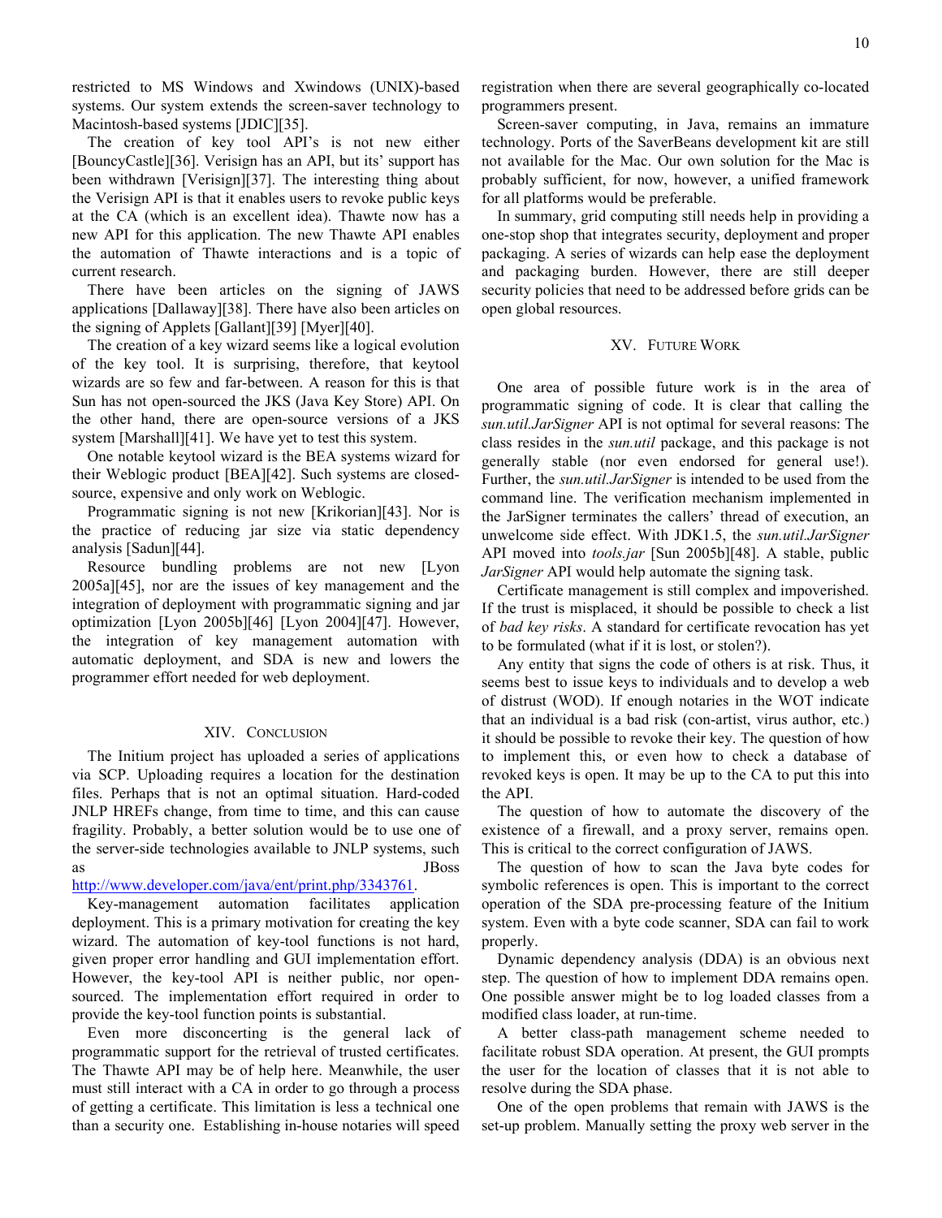restricted to MS Windows and Xwindows (UNIX)-based systems. Our system extends the screen-saver technology to Macintosh-based systems [JDIC][35].

The creation of key tool API's is not new either [BouncyCastle][36]. Verisign has an API, but its' support has been withdrawn [Verisign][37]. The interesting thing about the Verisign API is that it enables users to revoke public keys at the CA (which is an excellent idea). Thawte now has a new API for this application. The new Thawte API enables the automation of Thawte interactions and is a topic of current research.

There have been articles on the signing of JAWS applications [Dallaway][38]. There have also been articles on the signing of Applets [Gallant][39] [Myer][40].

The creation of a key wizard seems like a logical evolution of the key tool. It is surprising, therefore, that keytool wizards are so few and far-between. A reason for this is that Sun has not open-sourced the JKS (Java Key Store) API. On the other hand, there are open-source versions of a JKS system [Marshall][41]. We have yet to test this system.

One notable keytool wizard is the BEA systems wizard for their Weblogic product [BEA][42]. Such systems are closed-source, expensive and only work on Weblogic.

Programmatic signing is not new [Krikorian][43]. Nor is the practice of reducing jar size via static dependency analysis [Sadun][44].

Resource bundling problems are not new [Lyon 2005a][45], nor are the issues of key management and the integration of deployment with programmatic signing and jar optimization [Lyon 2005b][46] [Lyon 2004][47]. However, the integration of key management automation with automatic deployment, and SDA is new and lowers the programmer effort needed for web deployment.

## XIV. Conclusion

The Initium project has uploaded a series of applications via SCP. Uploading requires a location for the destination files. Perhaps that is not an optimal situation. Hard-coded JNLP HREFs change, from time to time, and this can cause fragility. Probably, a better solution would be to use one of the server-side technologies available to JNLP systems, such as JBoss http://www.developer.com/java/ent/print.php/3343761.

Key-management automation facilitates application deployment. This is a primary motivation for creating the key wizard. The automation of key-tool functions is not hard, given proper error handling and GUI implementation effort. However, the key-tool API is neither public, nor open-sourced. The implementation effort required in order to provide the key-tool function points is substantial.

Even more disconcerting is the general lack of programmatic support for the retrieval of trusted certificates. The Thawte API may be of help here. Meanwhile, the user must still interact with a CA in order to go through a process of getting a certificate. This limitation is less a technical one than a security one. Establishing in-house notaries will speed registration when there are several geographically co-located programmers present.

Screen-saver computing, in Java, remains an immature technology. Ports of the SaverBeans development kit are still not available for the Mac. Our own solution for the Mac is probably sufficient, for now, however, a unified framework for all platforms would be preferable.

In summary, grid computing still needs help in providing a one-stop shop that integrates security, deployment and proper packaging. A series of wizards can help ease the deployment and packaging burden. However, there are still deeper security policies that need to be addressed before grids can be open global resources.

## XV. Future Work

One area of possible future work is in the area of programmatic signing of code. It is clear that calling the *sun.util.JarSigner* API is not optimal for several reasons: The class resides in the *sun.util* package, and this package is not generally stable (nor even endorsed for general use!). Further, the *sun.util.JarSigner* is intended to be used from the command line. The verification mechanism implemented in the JarSigner terminates the callers' thread of execution, an unwelcome side effect. With JDK1.5, the *sun.util.JarSigner* API moved into *tools.jar* [Sun 2005b][48]. A stable, public *JarSigner* API would help automate the signing task.

Certificate management is still complex and impoverished. If the trust is misplaced, it should be possible to check a list of *bad key risks*. A standard for certificate revocation has yet to be formulated (what if it is lost, or stolen?).

Any entity that signs the code of others is at risk. Thus, it seems best to issue keys to individuals and to develop a web of distrust (WOD). If enough notaries in the WOT indicate that an individual is a bad risk (con-artist, virus author, etc.) it should be possible to revoke their key. The question of how to implement this, or even how to check a database of revoked keys is open. It may be up to the CA to put this into the API.

The question of how to automate the discovery of the existence of a firewall, and a proxy server, remains open. This is critical to the correct configuration of JAWS.

The question of how to scan the Java byte codes for symbolic references is open. This is important to the correct operation of the SDA pre-processing feature of the Initium system. Even with a byte code scanner, SDA can fail to work properly.

Dynamic dependency analysis (DDA) is an obvious next step. The question of how to implement DDA remains open. One possible answer might be to log loaded classes from a modified class loader, at run-time.

A better class-path management scheme needed to facilitate robust SDA operation. At present, the GUI prompts the user for the location of classes that it is not able to resolve during the SDA phase.

One of the open problems that remain with JAWS is the set-up problem. Manually setting the proxy web server in the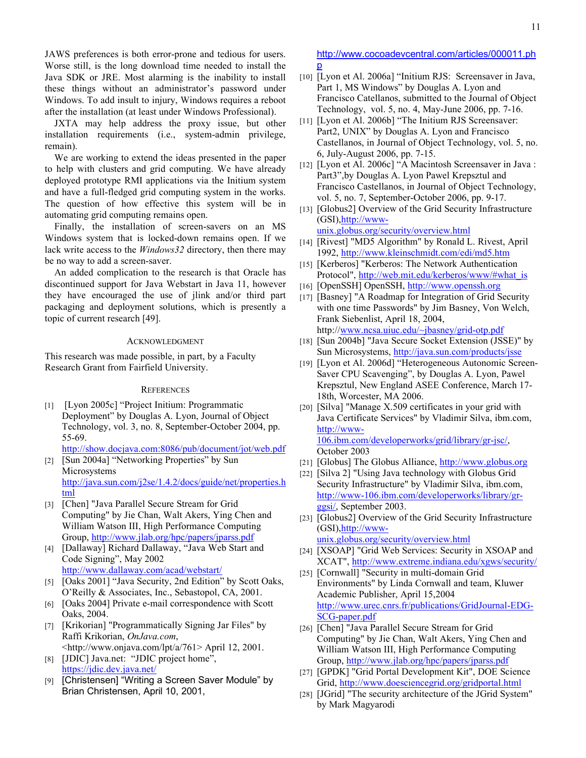JAWS preferences is both error-prone and tedious for users. Worse still, is the long download time needed to install the Java SDK or JRE. Most alarming is the inability to install these things without an administrator's password under Windows. To add insult to injury, Windows requires a reboot after the installation (at least under Windows Professional).

JXTA may help address the proxy issue, but other installation requirements (i.e., system-admin privilege, remain).

We are working to extend the ideas presented in the paper to help with clusters and grid computing. We have already deployed prototype RMI applications via the Initium system and have a full-fledged grid computing system in the works. The question of how effective this system will be in automating grid computing remains open.

Finally, the installation of screen-savers on an MS Windows system that is locked-down remains open. If we lack write access to the *Windows32* directory, then there may be no way to add a screen-saver.

An added complication to the research is that Oracle has discontinued support for Java Webstart in Java 11, however they have encouraged the use of jlink and/or third part packaging and deployment solutions, which is presently a topic of current research [49].

## Acknowledgment

This research was made possible, in part, by a Faculty Research Grant from Fairfield University.

## References

[1] [Lyon 2005c] "Project Initium: Programmatic Deployment" by Douglas A. Lyon, Journal of Object Technology, vol. 3, no. 8, September-October 2004, pp. 55-69. http://show.docjava.com:8086/pub/document/jot/web.pdf

[2] [Sun 2004a] "Networking Properties" by Sun Microsystems http://java.sun.com/j2se/1.4.2/docs/guide/net/properties.html

[3] [Chen] "Java Parallel Secure Stream for Grid Computing" by Jie Chan, Walt Akers, Ying Chen and William Watson III, High Performance Computing Group, http://www.jlab.org/hpc/papers/jparss.pdf

[4] [Dallaway] Richard Dallaway, "Java Web Start and Code Signing", May 2002 http://www.dallaway.com/acad/webstart/

[5] [Oaks 2001] "Java Security, 2nd Edition" by Scott Oaks, O'Reilly & Associates, Inc., Sebastopol, CA, 2001.

[6] [Oaks 2004] Private e-mail correspondence with Scott Oaks, 2004.

[7] [Krikorian] "Programmatically Signing Jar Files" by Raffi Krikorian, *OnJava.com*, <http://www.onjava.com/lpt/a/761> April 12, 2001.

[8] [JDIC] Java.net: "JDIC project home", https://jdic.dev.java.net/

[9] [Christensen] "Writing a Screen Saver Module" by Brian Christensen, April 10, 2001, http://www.cocoadevcentral.com/articles/000011.php

[10] [Lyon et Al. 2006a] "Initium RJS: Screensaver in Java, Part 1, MS Windows" by Douglas A. Lyon and Francisco Catellanos, submitted to the Journal of Object Technology, vol. 5, no. 4, May-June 2006, pp. 7-16.

[11] [Lyon et Al. 2006b] "The Initium RJS Screensaver: Part2, UNIX" by Douglas A. Lyon and Francisco Castellanos, in Journal of Object Technology, vol. 5, no. 6, July-August 2006, pp. 7-15.

[12] [Lyon et Al. 2006c] "A Macintosh Screensaver in Java : Part3",by Douglas A. Lyon Pawel Krepsztul and Francisco Castellanos, in Journal of Object Technology, vol. 5, no. 7, September-October 2006, pp. 9-17.

[13] [Globus2] Overview of the Grid Security Infrastructure (GSI),http://www-unix.globus.org/security/overview.html

[14] [Rivest] "MD5 Algorithm" by Ronald L. Rivest, April 1992, http://www.kleinschmidt.com/edi/md5.htm

[15] [Kerberos] "Kerberos: The Network Authentication Protocol", http://web.mit.edu/kerberos/www/#what_is

[16] [OpenSSH] OpenSSH, http://www.openssh.org

[17] [Basney] "A Roadmap for Integration of Grid Security with one time Passwords" by Jim Basney, Von Welch, Frank Siebenlist, April 18, 2004, http://www.ncsa.uiuc.edu/~jbasney/grid-otp.pdf

[18] [Sun 2004b] "Java Secure Socket Extension (JSSE)" by Sun Microsystems, http://java.sun.com/products/jsse

[19] [Lyon et Al. 2006d] "Heterogeneous Autonomic Screen-Saver CPU Scavenging", by Douglas A. Lyon, Pawel Krepsztul, New England ASEE Conference, March 17-18th, Worcester, MA 2006.

[20] [Silva] "Manage X.509 certificates in your grid with Java Certificate Services" by Vladimir Silva, ibm.com, http://www-106.ibm.com/developerworks/grid/library/gr-jsc/, October 2003

[21] [Globus] The Globus Alliance, http://www.globus.org

[22] [Silva 2] "Using Java technology with Globus Grid Security Infrastructure" by Vladimir Silva, ibm.com, http://www-106.ibm.com/developerworks/library/gr-ggsi/, September 2003.

[23] [Globus2] Overview of the Grid Security Infrastructure (GSI),http://www-unix.globus.org/security/overview.html

[24] [XSOAP] "Grid Web Services: Security in XSOAP and XCAT", http://www.extreme.indiana.edu/xgws/security/

[25] [Cornwall] "Security in multi-domain Grid Environments" by Linda Cornwall and team, Kluwer Academic Publisher, April 15,2004 http://www.urec.cnrs.fr/publications/GridJournal-EDG-SCG-paper.pdf

[26] [Chen] "Java Parallel Secure Stream for Grid Computing" by Jie Chan, Walt Akers, Ying Chen and William Watson III, High Performance Computing Group, http://www.jlab.org/hpc/papers/jparss.pdf

[27] [GPDK] "Grid Portal Development Kit", DOE Science Grid, http://www.doesciencegrid.org/gridportal.html

[28] [JGrid] "The security architecture of the JGrid System" by Mark Magyarodi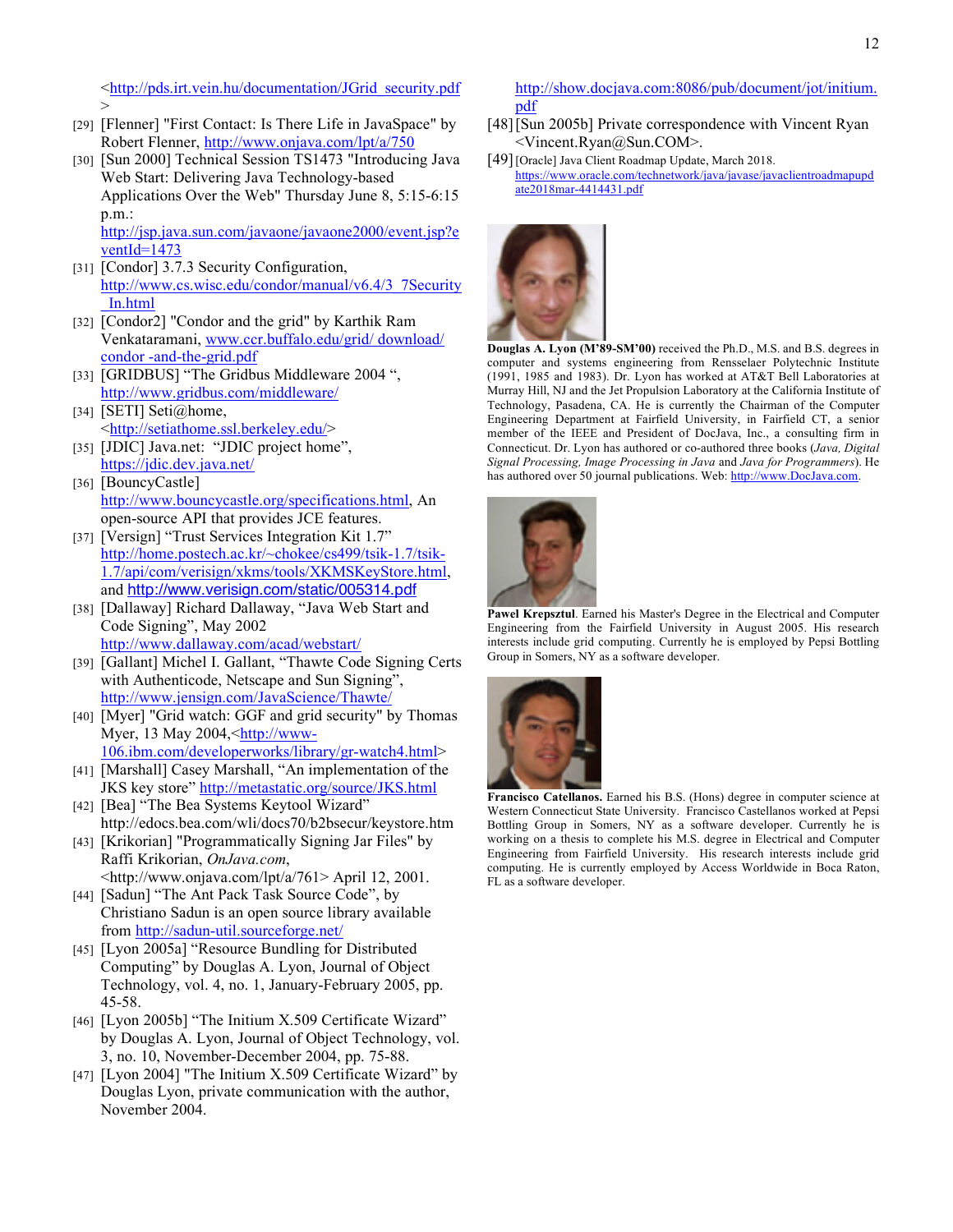<http://pds.irt.vein.hu/documentation/JGrid_security.pdf>

[29] [Flenner] "First Contact: Is There Life in JavaSpace" by Robert Flenner, http://www.onjava.com/lpt/a/750

[30] [Sun 2000] Technical Session TS1473 "Introducing Java Web Start: Delivering Java Technology-based Applications Over the Web" Thursday June 8, 5:15-6:15 p.m.: http://jsp.java.sun.com/javaone/javaone2000/event.jsp?eventId=1473

[31] [Condor] 3.7.3 Security Configuration, http://www.cs.wisc.edu/condor/manual/v6.4/3_7Security_In.html

[32] [Condor2] "Condor and the grid" by Karthik Ram Venkataramani, www.ccr.buffalo.edu/grid/ download/ condor -and-the-grid.pdf

[33] [GRIDBUS] "The Gridbus Middleware 2004 ", http://www.gridbus.com/middleware/

[34] [SETI] Seti@home, <http://setiathome.ssl.berkeley.edu/>

[35] [JDIC] Java.net: "JDIC project home", https://jdic.dev.java.net/

[36] [BouncyCastle] http://www.bouncycastle.org/specifications.html, An open-source API that provides JCE features.

[37] [Versign] "Trust Services Integration Kit 1.7" http://home.postech.ac.kr/~chokee/cs499/tsik-1.7/tsik-1.7/api/com/verisign/xkms/tools/XKMSKeyStore.html, and http://www.verisign.com/static/005314.pdf

[38] [Dallaway] Richard Dallaway, "Java Web Start and Code Signing", May 2002 http://www.dallaway.com/acad/webstart/

[39] [Gallant] Michel I. Gallant, "Thawte Code Signing Certs with Authenticode, Netscape and Sun Signing", http://www.jensign.com/JavaScience/Thawte/

[40] [Myer] "Grid watch: GGF and grid security" by Thomas Myer, 13 May 2004,<http://www-106.ibm.com/developerworks/library/gr-watch4.html>

[41] [Marshall] Casey Marshall, "An implementation of the JKS key store" http://metastatic.org/source/JKS.html

[42] [Bea] "The Bea Systems Keytool Wizard" http://edocs.bea.com/wli/docs70/b2bsecur/keystore.htm

[43] [Krikorian] "Programmatically Signing Jar Files" by Raffi Krikorian, *OnJava.com*, <http://www.onjava.com/lpt/a/761> April 12, 2001.

[44] [Sadun] "The Ant Pack Task Source Code", by Christiano Sadun is an open source library available from http://sadun-util.sourceforge.net/

[45] [Lyon 2005a] "Resource Bundling for Distributed Computing" by Douglas A. Lyon, Journal of Object Technology, vol. 4, no. 1, January-February 2005, pp. 45-58.

[46] [Lyon 2005b] "The Initium X.509 Certificate Wizard" by Douglas A. Lyon, Journal of Object Technology, vol. 3, no. 10, November-December 2004, pp. 75-88.

[47] [Lyon 2004] "The Initium X.509 Certificate Wizard" by Douglas Lyon, private communication with the author, November 2004. http://show.docjava.com:8086/pub/document/jot/initium.pdf

[48] [Sun 2005b] Private correspondence with Vincent Ryan <Vincent.Ryan@Sun.COM>.

[49] [Oracle] Java Client Roadmap Update, March 2018. https://www.oracle.com/technetwork/java/javase/javaclientroadmapupdate2018mar-4414431.pdf

**Douglas A. Lyon (M'89-SM'00)** received the Ph.D., M.S. and B.S. degrees in computer and systems engineering from Rensselaer Polytechnic Institute (1991, 1985 and 1983). Dr. Lyon has worked at AT&T Bell Laboratories at Murray Hill, NJ and the Jet Propulsion Laboratory at the California Institute of Technology, Pasadena, CA. He is currently the Chairman of the Computer Engineering Department at Fairfield University, in Fairfield CT, a senior member of the IEEE and President of DocJava, Inc., a consulting firm in Connecticut. Dr. Lyon has authored or co-authored three books (*Java, Digital Signal Processing, Image Processing in Java* and *Java for Programmers*). He has authored over 50 journal publications. Web: http://www.DocJava.com.

**Pawel Krepsztul**. Earned his Master's Degree in the Electrical and Computer Engineering from the Fairfield University in August 2005. His research interests include grid computing. Currently he is employed by Pepsi Bottling Group in Somers, NY as a software developer.

**Francisco Catellanos.** Earned his B.S. (Hons) degree in computer science at Western Connecticut State University. Francisco Castellanos worked at Pepsi Bottling Group in Somers, NY as a software developer. Currently he is working on a thesis to complete his M.S. degree in Electrical and Computer Engineering from Fairfield University. His research interests include grid computing. He is currently employed by Access Worldwide in Boca Raton, FL as a software developer.